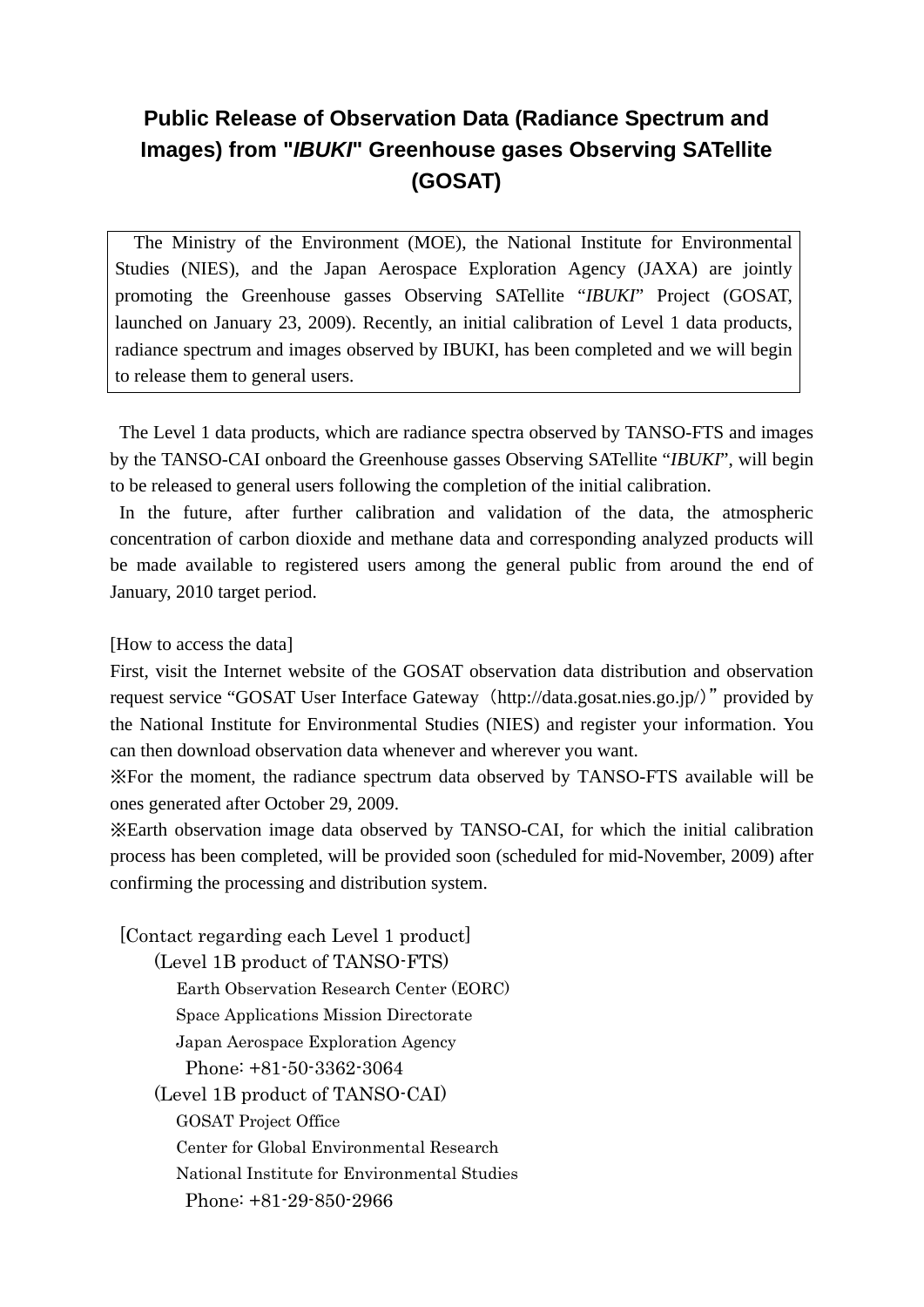# Public Release of Observation Data (Radiance Spectrum and Images) from "*IBUKI*" Greenhouse gases Observing SATellite (GOSAT)

> The Ministry of the Environment (MOE), the National Institute for Environmental Studies (NIES), and the Japan Aerospace Exploration Agency (JAXA) are jointly promoting the Greenhouse gasses Observing SATellite "*IBUKI*" Project (GOSAT, launched on January 23, 2009). Recently, an initial calibration of Level 1 data products, radiance spectrum and images observed by IBUKI, has been completed and we will begin to release them to general users.

The Level 1 data products, which are radiance spectra observed by TANSO-FTS and images by the TANSO-CAI onboard the Greenhouse gasses Observing SATellite "*IBUKI*", will begin to be released to general users following the completion of the initial calibration.

In the future, after further calibration and validation of the data, the atmospheric concentration of carbon dioxide and methane data and corresponding analyzed products will be made available to registered users among the general public from around the end of January, 2010 target period.

[How to access the data]

First, visit the Internet website of the GOSAT observation data distribution and observation request service "GOSAT User Interface Gateway（http://data.gosat.nies.go.jp/）" provided by the National Institute for Environmental Studies (NIES) and register your information. You can then download observation data whenever and wherever you want.

※For the moment, the radiance spectrum data observed by TANSO-FTS available will be ones generated after October 29, 2009.

※Earth observation image data observed by TANSO-CAI, for which the initial calibration process has been completed, will be provided soon (scheduled for mid-November, 2009) after confirming the processing and distribution system.

[Contact regarding each Level 1 product]

(Level 1B product of TANSO-FTS)

Earth Observation Research Center (EORC)
Space Applications Mission Directorate
Japan Aerospace Exploration Agency
Phone: +81-50-3362-3064

(Level 1B product of TANSO-CAI)

GOSAT Project Office
Center for Global Environmental Research
National Institute for Environmental Studies
Phone: +81-29-850-2966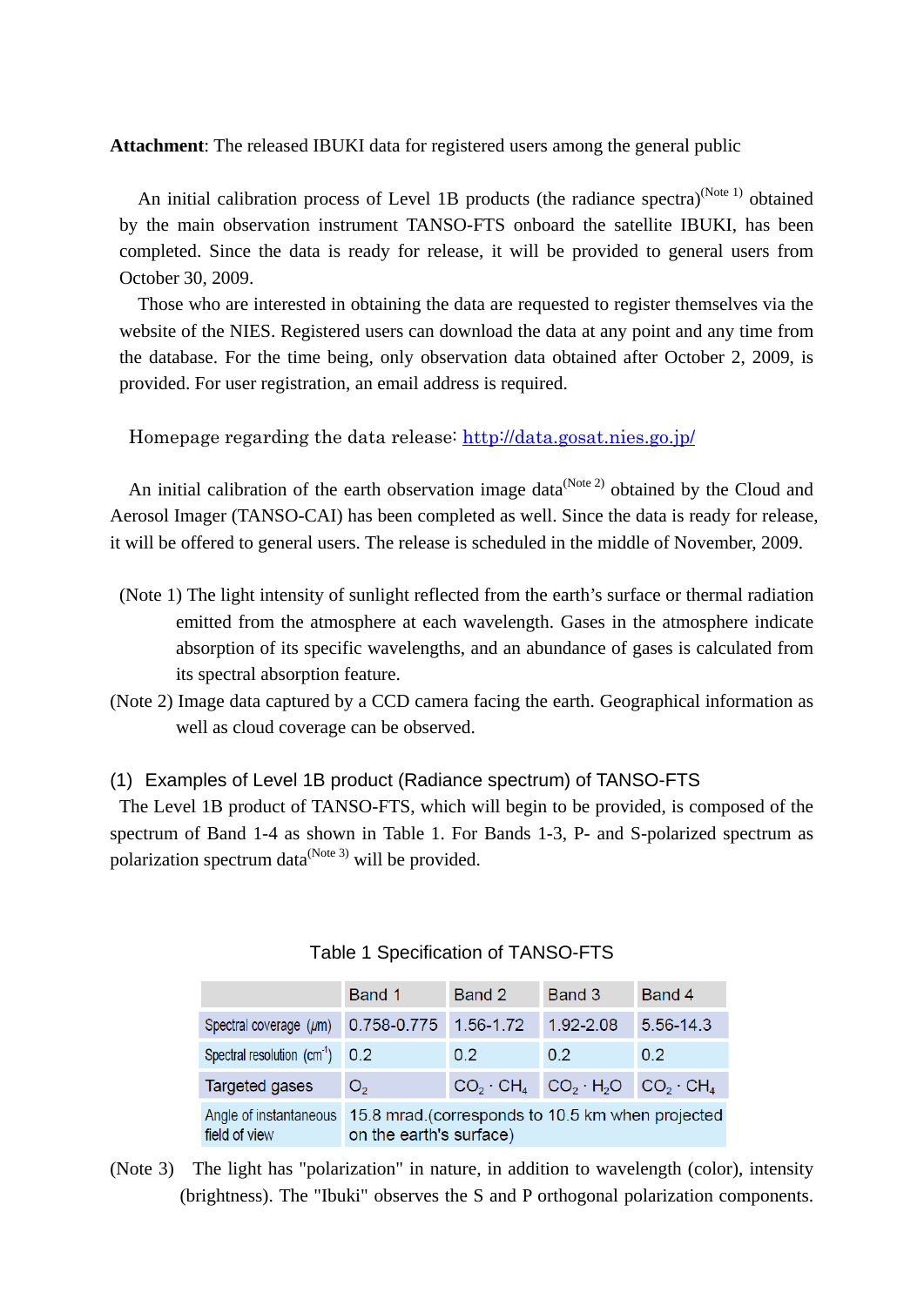**Attachment**: The released IBUKI data for registered users among the general public

An initial calibration process of Level 1B products (the radiance spectra)(Note 1) obtained by the main observation instrument TANSO-FTS onboard the satellite IBUKI, has been completed. Since the data is ready for release, it will be provided to general users from October 30, 2009.

Those who are interested in obtaining the data are requested to register themselves via the website of the NIES. Registered users can download the data at any point and any time from the database. For the time being, only observation data obtained after October 2, 2009, is provided. For user registration, an email address is required.

Homepage regarding the data release: http://data.gosat.nies.go.jp/

An initial calibration of the earth observation image data(Note 2) obtained by the Cloud and Aerosol Imager (TANSO-CAI) has been completed as well. Since the data is ready for release, it will be offered to general users. The release is scheduled in the middle of November, 2009.

(Note 1) The light intensity of sunlight reflected from the earth's surface or thermal radiation emitted from the atmosphere at each wavelength. Gases in the atmosphere indicate absorption of its specific wavelengths, and an abundance of gases is calculated from its spectral absorption feature.

(Note 2) Image data captured by a CCD camera facing the earth. Geographical information as well as cloud coverage can be observed.

## (1) Examples of Level 1B product (Radiance spectrum) of TANSO-FTS

The Level 1B product of TANSO-FTS, which will begin to be provided, is composed of the spectrum of Band 1-4 as shown in Table 1. For Bands 1-3, P- and S-polarized spectrum as polarization spectrum data(Note 3) will be provided.

Table 1 Specification of TANSO-FTS

| | Band 1 | Band 2 | Band 3 | Band 4 |
|---|---|---|---|---|
| Spectral coverage (μm) | 0.758-0.775 | 1.56-1.72 | 1.92-2.08 | 5.56-14.3 |
| Spectral resolution ($cm^{-1}$) | 0.2 | 0.2 | 0.2 | 0.2 |
| Targeted gases | $O_2$ | $CO_2$ · $CH_4$ | $CO_2$ · $H_2O$ | $CO_2$ · $CH_4$ |
| Angle of instantaneous field of view | 15.8 mrad.(corresponds to 10.5 km when projected on the earth's surface) | | | |

(Note 3) The light has "polarization" in nature, in addition to wavelength (color), intensity (brightness). The "Ibuki" observes the S and P orthogonal polarization components.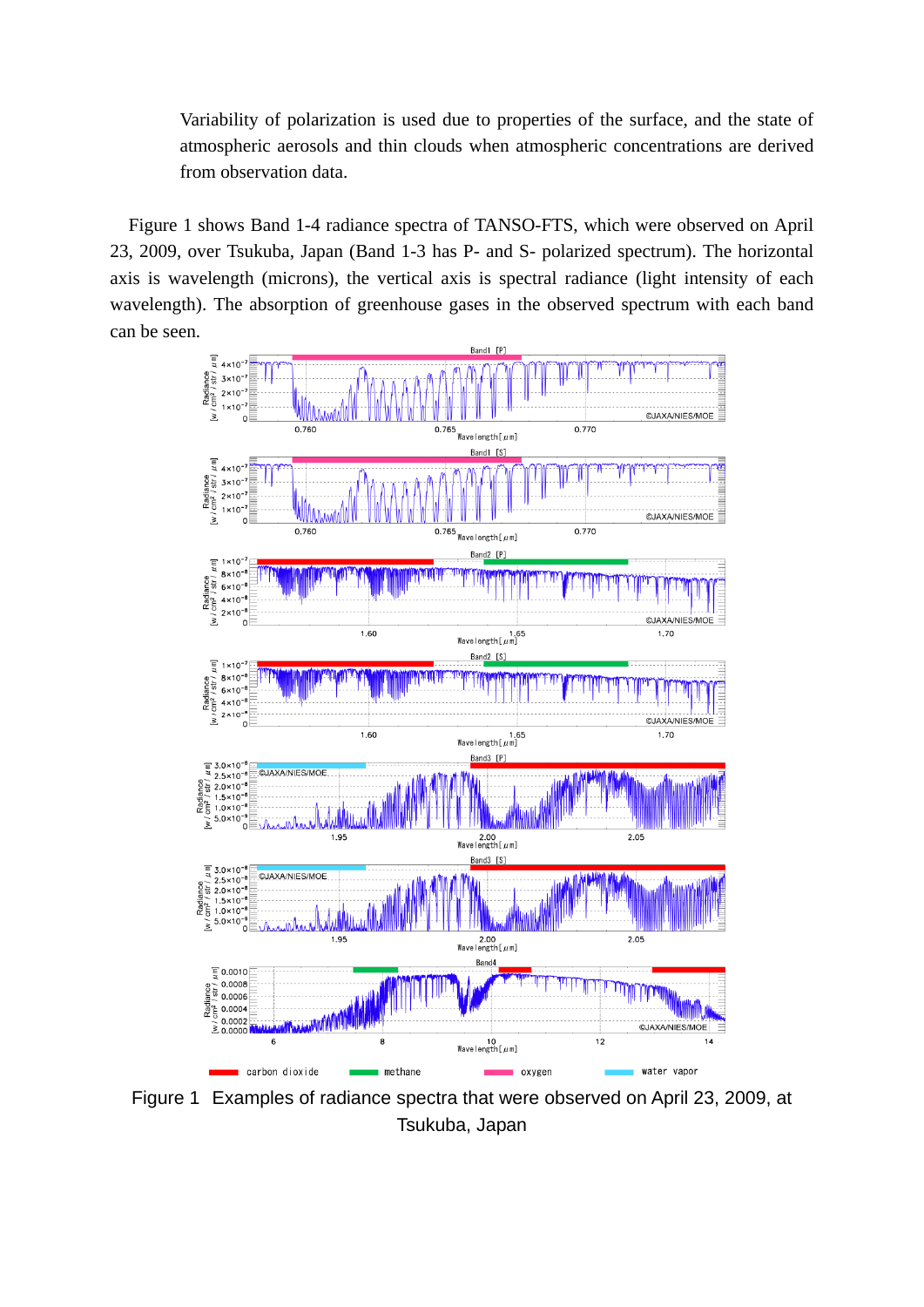Variability of polarization is used due to properties of the surface, and the state of atmospheric aerosols and thin clouds when atmospheric concentrations are derived from observation data.

Figure 1 shows Band 1-4 radiance spectra of TANSO-FTS, which were observed on April 23, 2009, over Tsukuba, Japan (Band 1-3 has P- and S- polarized spectrum). The horizontal axis is wavelength (microns), the vertical axis is spectral radiance (light intensity of each wavelength). The absorption of greenhouse gases in the observed spectrum with each band can be seen.

Figure 1 Examples of radiance spectra that were observed on April 23, 2009, at Tsukuba, Japan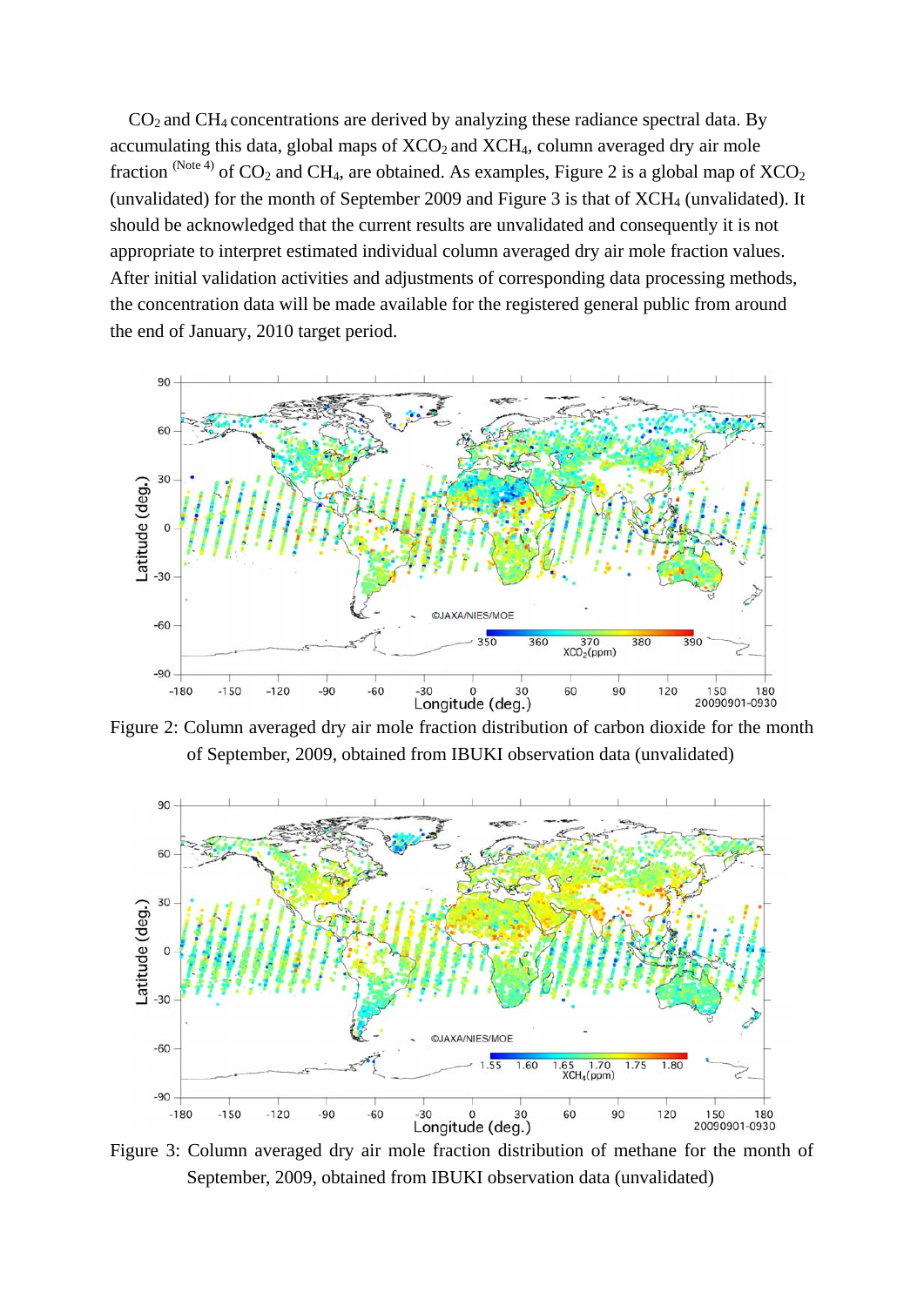$CO_2$ and $CH_4$ concentrations are derived by analyzing these radiance spectral data. By accumulating this data, global maps of $XCO_2$ and $XCH_4$, column averaged dry air mole fraction (Note 4) of $CO_2$ and $CH_4$, are obtained. As examples, Figure 2 is a global map of $XCO_2$ (unvalidated) for the month of September 2009 and Figure 3 is that of $XCH_4$ (unvalidated). It should be acknowledged that the current results are unvalidated and consequently it is not appropriate to interpret estimated individual column averaged dry air mole fraction values. After initial validation activities and adjustments of corresponding data processing methods, the concentration data will be made available for the registered general public from around the end of January, 2010 target period.

Figure 2: Column averaged dry air mole fraction distribution of carbon dioxide for the month of September, 2009, obtained from IBUKI observation data (unvalidated)

Figure 3: Column averaged dry air mole fraction distribution of methane for the month of September, 2009, obtained from IBUKI observation data (unvalidated)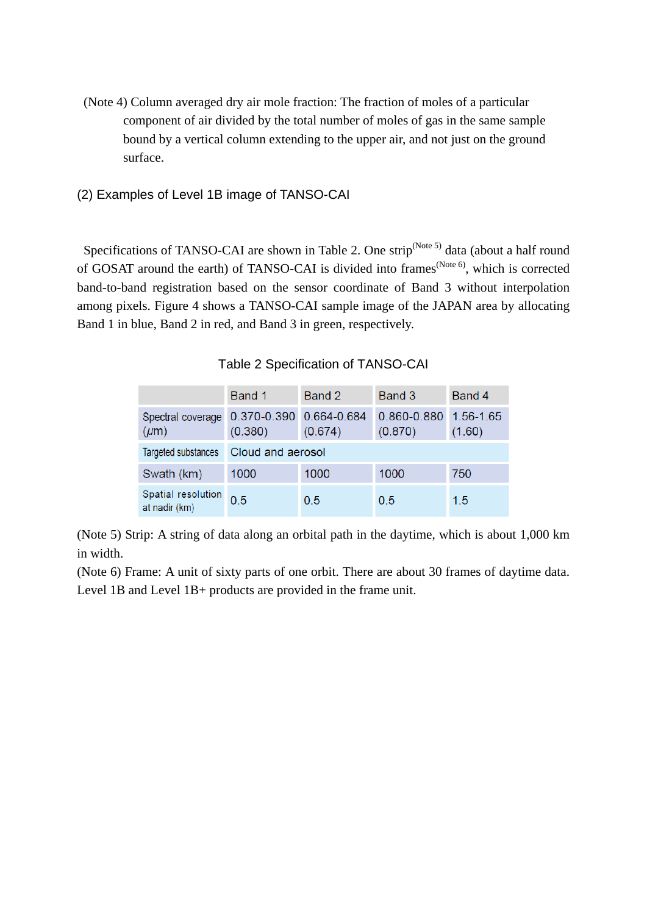(Note 4) Column averaged dry air mole fraction: The fraction of moles of a particular component of air divided by the total number of moles of gas in the same sample bound by a vertical column extending to the upper air, and not just on the ground surface.

## (2) Examples of Level 1B image of TANSO-CAI

Specifications of TANSO-CAI are shown in Table 2. One strip(Note 5) data (about a half round of GOSAT around the earth) of TANSO-CAI is divided into frames(Note 6), which is corrected band-to-band registration based on the sensor coordinate of Band 3 without interpolation among pixels. Figure 4 shows a TANSO-CAI sample image of the JAPAN area by allocating Band 1 in blue, Band 2 in red, and Band 3 in green, respectively.

Table 2 Specification of TANSO-CAI

| | Band 1 | Band 2 | Band 3 | Band 4 |
|---|---|---|---|---|
| Spectral coverage (μm) | 0.370-0.390 (0.380) | 0.664-0.684 (0.674) | 0.860-0.880 (0.870) | 1.56-1.65 (1.60) |
| Targeted substances | Cloud and aerosol | | | |
| Swath (km) | 1000 | 1000 | 1000 | 750 |
| Spatial resolution at nadir (km) | 0.5 | 0.5 | 0.5 | 1.5 |

(Note 5) Strip: A string of data along an orbital path in the daytime, which is about 1,000 km in width.

(Note 6) Frame: A unit of sixty parts of one orbit. There are about 30 frames of daytime data. Level 1B and Level 1B+ products are provided in the frame unit.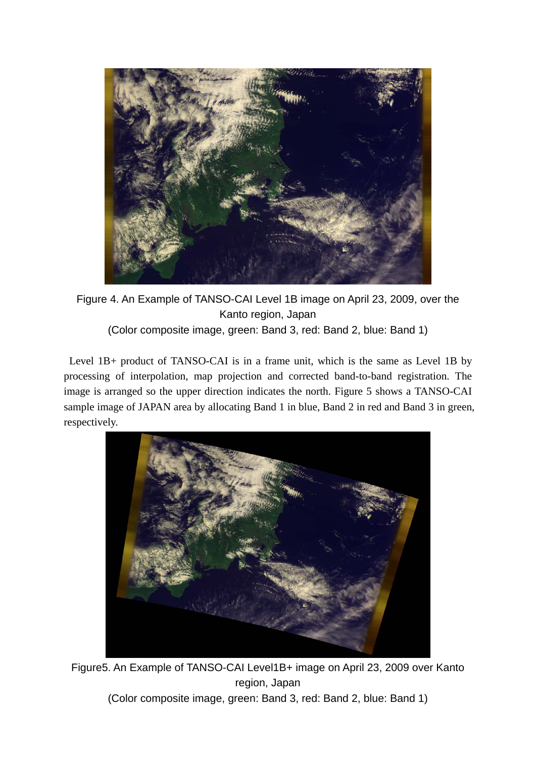Figure 4. An Example of TANSO-CAI Level 1B image on April 23, 2009, over the Kanto region, Japan
(Color composite image, green: Band 3, red: Band 2, blue: Band 1)

Level 1B+ product of TANSO-CAI is in a frame unit, which is the same as Level 1B by processing of interpolation, map projection and corrected band-to-band registration. The image is arranged so the upper direction indicates the north. Figure 5 shows a TANSO-CAI sample image of JAPAN area by allocating Band 1 in blue, Band 2 in red and Band 3 in green, respectively.

Figure5. An Example of TANSO-CAI Level1B+ image on April 23, 2009 over Kanto region, Japan
(Color composite image, green: Band 3, red: Band 2, blue: Band 1)